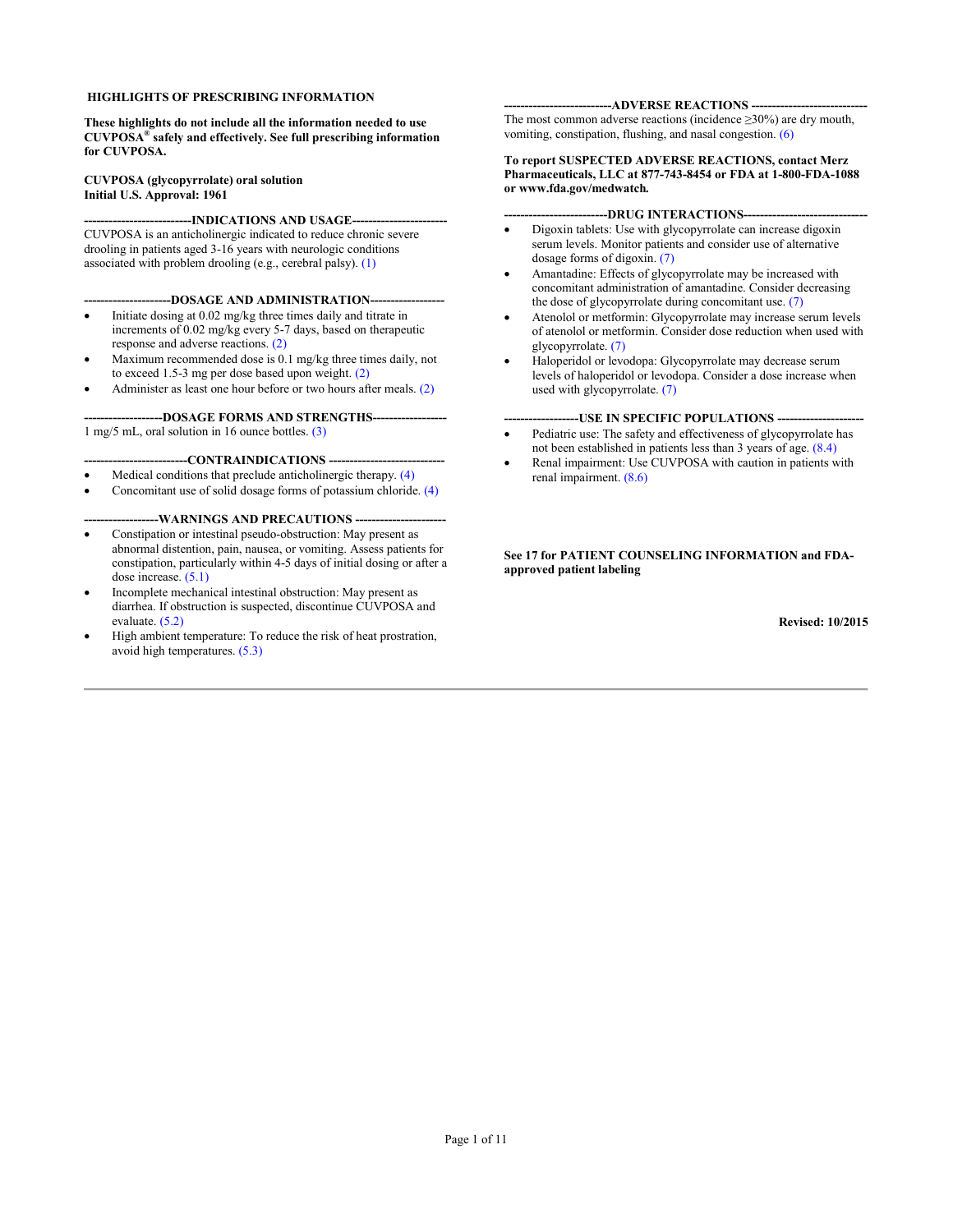**HIGHLIGHTS OF PRESCRIBING INFORMATION**

**These highlights do not include all the information needed to use CUVPOSA® safely and effectively. See full prescribing information for CUVPOSA.**

**CUVPOSA (glycopyrrolate) oral solution**
**Initial U.S. Approval: 1961**

## INDICATIONS AND USAGE

CUVPOSA is an anticholinergic indicated to reduce chronic severe drooling in patients aged 3-16 years with neurologic conditions associated with problem drooling (e.g., cerebral palsy). (1)

## DOSAGE AND ADMINISTRATION

- Initiate dosing at 0.02 mg/kg three times daily and titrate in increments of 0.02 mg/kg every 5-7 days, based on therapeutic response and adverse reactions. (2)
- Maximum recommended dose is 0.1 mg/kg three times daily, not to exceed 1.5-3 mg per dose based upon weight. (2)
- Administer as least one hour before or two hours after meals. (2)

## DOSAGE FORMS AND STRENGTHS

1 mg/5 mL, oral solution in 16 ounce bottles. (3)

## CONTRAINDICATIONS

- Medical conditions that preclude anticholinergic therapy. (4)
- Concomitant use of solid dosage forms of potassium chloride. (4)

## WARNINGS AND PRECAUTIONS

- Constipation or intestinal pseudo-obstruction: May present as abnormal distention, pain, nausea, or vomiting. Assess patients for constipation, particularly within 4-5 days of initial dosing or after a dose increase. (5.1)
- Incomplete mechanical intestinal obstruction: May present as diarrhea. If obstruction is suspected, discontinue CUVPOSA and evaluate. (5.2)
- High ambient temperature: To reduce the risk of heat prostration, avoid high temperatures. (5.3)

## ADVERSE REACTIONS

The most common adverse reactions (incidence ≥30%) are dry mouth, vomiting, constipation, flushing, and nasal congestion. (6)

**To report SUSPECTED ADVERSE REACTIONS, contact Merz Pharmaceuticals, LLC at 877-743-8454 or FDA at 1-800-FDA-1088 or www.fda.gov/medwatch.**

## DRUG INTERACTIONS

- Digoxin tablets: Use with glycopyrrolate can increase digoxin serum levels. Monitor patients and consider use of alternative dosage forms of digoxin. (7)
- Amantadine: Effects of glycopyrrolate may be increased with concomitant administration of amantadine. Consider decreasing the dose of glycopyrrolate during concomitant use. (7)
- Atenolol or metformin: Glycopyrrolate may increase serum levels of atenolol or metformin. Consider dose reduction when used with glycopyrrolate. (7)
- Haloperidol or levodopa: Glycopyrrolate may decrease serum levels of haloperidol or levodopa. Consider a dose increase when used with glycopyrrolate. (7)

## USE IN SPECIFIC POPULATIONS

- Pediatric use: The safety and effectiveness of glycopyrrolate has not been established in patients less than 3 years of age. (8.4)
- Renal impairment: Use CUVPOSA with caution in patients with renal impairment. (8.6)

**See 17 for PATIENT COUNSELING INFORMATION and FDA-approved patient labeling**

**Revised: 10/2015**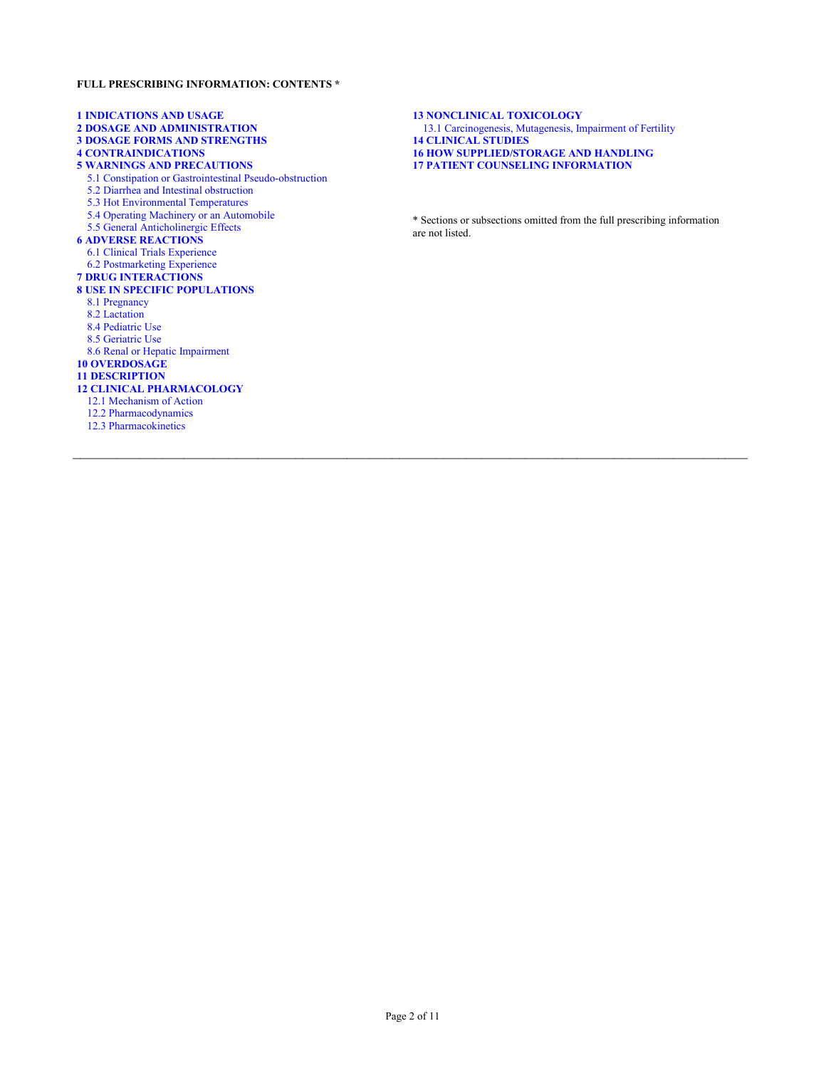**FULL PRESCRIBING INFORMATION: CONTENTS ***

**1 INDICATIONS AND USAGE**
**2 DOSAGE AND ADMINISTRATION**
**3 DOSAGE FORMS AND STRENGTHS**
**4 CONTRAINDICATIONS**
**5 WARNINGS AND PRECAUTIONS**
- 5.1 Constipation or Gastrointestinal Pseudo-obstruction
- 5.2 Diarrhea and Intestinal obstruction
- 5.3 Hot Environmental Temperatures
- 5.4 Operating Machinery or an Automobile
- 5.5 General Anticholinergic Effects

**6 ADVERSE REACTIONS**
- 6.1 Clinical Trials Experience
- 6.2 Postmarketing Experience

**7 DRUG INTERACTIONS**
**8 USE IN SPECIFIC POPULATIONS**
- 8.1 Pregnancy
- 8.2 Lactation
- 8.4 Pediatric Use
- 8.5 Geriatric Use
- 8.6 Renal or Hepatic Impairment

**10 OVERDOSAGE**
**11 DESCRIPTION**
**12 CLINICAL PHARMACOLOGY**
- 12.1 Mechanism of Action
- 12.2 Pharmacodynamics
- 12.3 Pharmacokinetics

**13 NONCLINICAL TOXICOLOGY**
- 13.1 Carcinogenesis, Mutagenesis, Impairment of Fertility

**14 CLINICAL STUDIES**
**16 HOW SUPPLIED/STORAGE AND HANDLING**
**17 PATIENT COUNSELING INFORMATION**

* Sections or subsections omitted from the full prescribing information are not listed.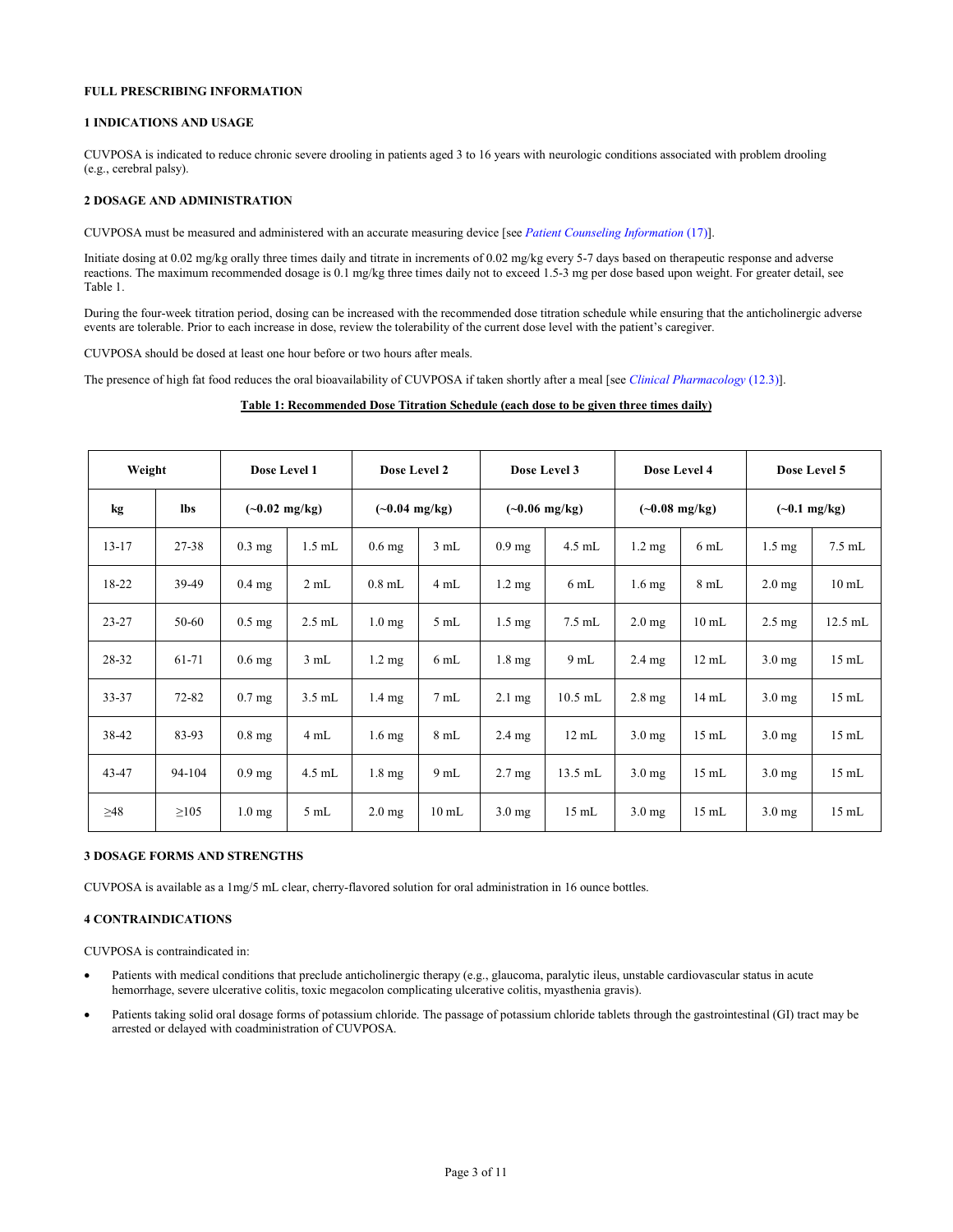**FULL PRESCRIBING INFORMATION**

## 1 INDICATIONS AND USAGE

CUVPOSA is indicated to reduce chronic severe drooling in patients aged 3 to 16 years with neurologic conditions associated with problem drooling (e.g., cerebral palsy).

## 2 DOSAGE AND ADMINISTRATION

CUVPOSA must be measured and administered with an accurate measuring device [see *Patient Counseling Information* (17)].

Initiate dosing at 0.02 mg/kg orally three times daily and titrate in increments of 0.02 mg/kg every 5-7 days based on therapeutic response and adverse reactions. The maximum recommended dosage is 0.1 mg/kg three times daily not to exceed 1.5-3 mg per dose based upon weight. For greater detail, see Table 1.

During the four-week titration period, dosing can be increased with the recommended dose titration schedule while ensuring that the anticholinergic adverse events are tolerable. Prior to each increase in dose, review the tolerability of the current dose level with the patient's caregiver.

CUVPOSA should be dosed at least one hour before or two hours after meals.

The presence of high fat food reduces the oral bioavailability of CUVPOSA if taken shortly after a meal [see *Clinical Pharmacology* (12.3)].

**Table 1: Recommended Dose Titration Schedule (each dose to be given three times daily)**

| Weight | | Dose Level 1 | | Dose Level 2 | | Dose Level 3 | | Dose Level 4 | | Dose Level 5 | |
|---|---|---|---|---|---|---|---|---|---|---|---|
| kg | lbs | (~0.02 mg/kg) | | (~0.04 mg/kg) | | (~0.06 mg/kg) | | (~0.08 mg/kg) | | (~0.1 mg/kg) | |
| 13-17 | 27-38 | 0.3 mg | 1.5 mL | 0.6 mg | 3 mL | 0.9 mg | 4.5 mL | 1.2 mg | 6 mL | 1.5 mg | 7.5 mL |
| 18-22 | 39-49 | 0.4 mg | 2 mL | 0.8 mL | 4 mL | 1.2 mg | 6 mL | 1.6 mg | 8 mL | 2.0 mg | 10 mL |
| 23-27 | 50-60 | 0.5 mg | 2.5 mL | 1.0 mg | 5 mL | 1.5 mg | 7.5 mL | 2.0 mg | 10 mL | 2.5 mg | 12.5 mL |
| 28-32 | 61-71 | 0.6 mg | 3 mL | 1.2 mg | 6 mL | 1.8 mg | 9 mL | 2.4 mg | 12 mL | 3.0 mg | 15 mL |
| 33-37 | 72-82 | 0.7 mg | 3.5 mL | 1.4 mg | 7 mL | 2.1 mg | 10.5 mL | 2.8 mg | 14 mL | 3.0 mg | 15 mL |
| 38-42 | 83-93 | 0.8 mg | 4 mL | 1.6 mg | 8 mL | 2.4 mg | 12 mL | 3.0 mg | 15 mL | 3.0 mg | 15 mL |
| 43-47 | 94-104 | 0.9 mg | 4.5 mL | 1.8 mg | 9 mL | 2.7 mg | 13.5 mL | 3.0 mg | 15 mL | 3.0 mg | 15 mL |
| ≥48 | ≥105 | 1.0 mg | 5 mL | 2.0 mg | 10 mL | 3.0 mg | 15 mL | 3.0 mg | 15 mL | 3.0 mg | 15 mL |

## 3 DOSAGE FORMS AND STRENGTHS

CUVPOSA is available as a 1mg/5 mL clear, cherry-flavored solution for oral administration in 16 ounce bottles.

## 4 CONTRAINDICATIONS

CUVPOSA is contraindicated in:

- Patients with medical conditions that preclude anticholinergic therapy (e.g., glaucoma, paralytic ileus, unstable cardiovascular status in acute hemorrhage, severe ulcerative colitis, toxic megacolon complicating ulcerative colitis, myasthenia gravis).
- Patients taking solid oral dosage forms of potassium chloride. The passage of potassium chloride tablets through the gastrointestinal (GI) tract may be arrested or delayed with coadministration of CUVPOSA.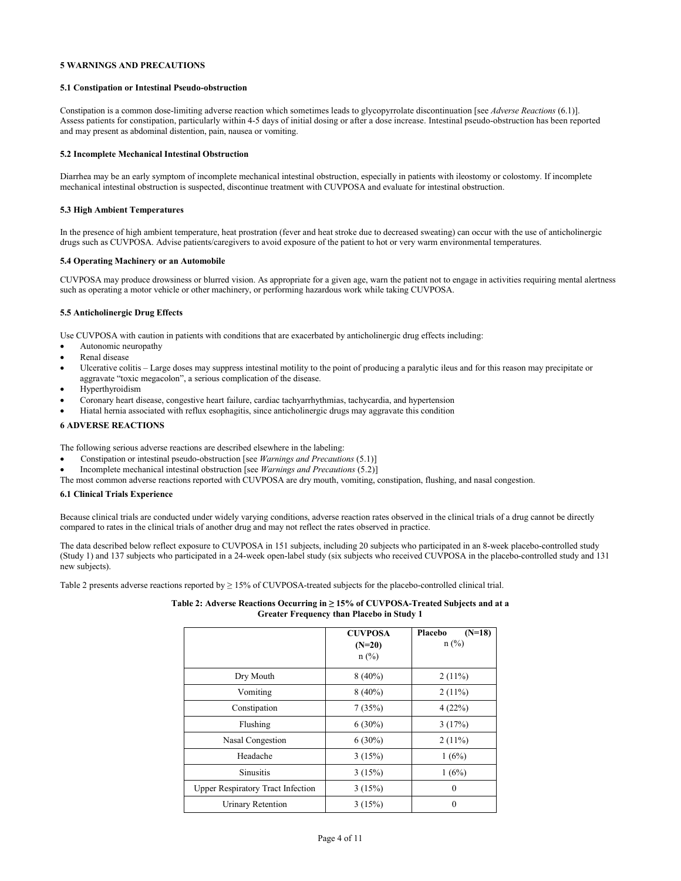## 5 WARNINGS AND PRECAUTIONS

### 5.1 Constipation or Intestinal Pseudo-obstruction

Constipation is a common dose-limiting adverse reaction which sometimes leads to glycopyrrolate discontinuation [see *Adverse Reactions* (6.1)]. Assess patients for constipation, particularly within 4-5 days of initial dosing or after a dose increase. Intestinal pseudo-obstruction has been reported and may present as abdominal distention, pain, nausea or vomiting.

### 5.2 Incomplete Mechanical Intestinal Obstruction

Diarrhea may be an early symptom of incomplete mechanical intestinal obstruction, especially in patients with ileostomy or colostomy. If incomplete mechanical intestinal obstruction is suspected, discontinue treatment with CUVPOSA and evaluate for intestinal obstruction.

### 5.3 High Ambient Temperatures

In the presence of high ambient temperature, heat prostration (fever and heat stroke due to decreased sweating) can occur with the use of anticholinergic drugs such as CUVPOSA. Advise patients/caregivers to avoid exposure of the patient to hot or very warm environmental temperatures.

### 5.4 Operating Machinery or an Automobile

CUVPOSA may produce drowsiness or blurred vision. As appropriate for a given age, warn the patient not to engage in activities requiring mental alertness such as operating a motor vehicle or other machinery, or performing hazardous work while taking CUVPOSA.

### 5.5 Anticholinergic Drug Effects

Use CUVPOSA with caution in patients with conditions that are exacerbated by anticholinergic drug effects including:

- Autonomic neuropathy
- Renal disease
- Ulcerative colitis – Large doses may suppress intestinal motility to the point of producing a paralytic ileus and for this reason may precipitate or aggravate "toxic megacolon", a serious complication of the disease.
- Hyperthyroidism
- Coronary heart disease, congestive heart failure, cardiac tachyarrhythmias, tachycardia, and hypertension
- Hiatal hernia associated with reflux esophagitis, since anticholinergic drugs may aggravate this condition

## 6 ADVERSE REACTIONS

The following serious adverse reactions are described elsewhere in the labeling:

- Constipation or intestinal pseudo-obstruction [see *Warnings and Precautions* (5.1)]
- Incomplete mechanical intestinal obstruction [see *Warnings and Precautions* (5.2)]

The most common adverse reactions reported with CUVPOSA are dry mouth, vomiting, constipation, flushing, and nasal congestion.

### 6.1 Clinical Trials Experience

Because clinical trials are conducted under widely varying conditions, adverse reaction rates observed in the clinical trials of a drug cannot be directly compared to rates in the clinical trials of another drug and may not reflect the rates observed in practice.

The data described below reflect exposure to CUVPOSA in 151 subjects, including 20 subjects who participated in an 8-week placebo-controlled study (Study 1) and 137 subjects who participated in a 24-week open-label study (six subjects who received CUVPOSA in the placebo-controlled study and 131 new subjects).

Table 2 presents adverse reactions reported by ≥ 15% of CUVPOSA-treated subjects for the placebo-controlled clinical trial.

**Table 2: Adverse Reactions Occurring in ≥ 15% of CUVPOSA-Treated Subjects and at a Greater Frequency than Placebo in Study 1**

| | **CUVPOSA (N=20)** n (%) | **Placebo (N=18)** n (%) |
|---|---|---|
| Dry Mouth | 8 (40%) | 2 (11%) |
| Vomiting | 8 (40%) | 2 (11%) |
| Constipation | 7 (35%) | 4 (22%) |
| Flushing | 6 (30%) | 3 (17%) |
| Nasal Congestion | 6 (30%) | 2 (11%) |
| Headache | 3 (15%) | 1 (6%) |
| Sinusitis | 3 (15%) | 1 (6%) |
| Upper Respiratory Tract Infection | 3 (15%) | 0 |
| Urinary Retention | 3 (15%) | 0 |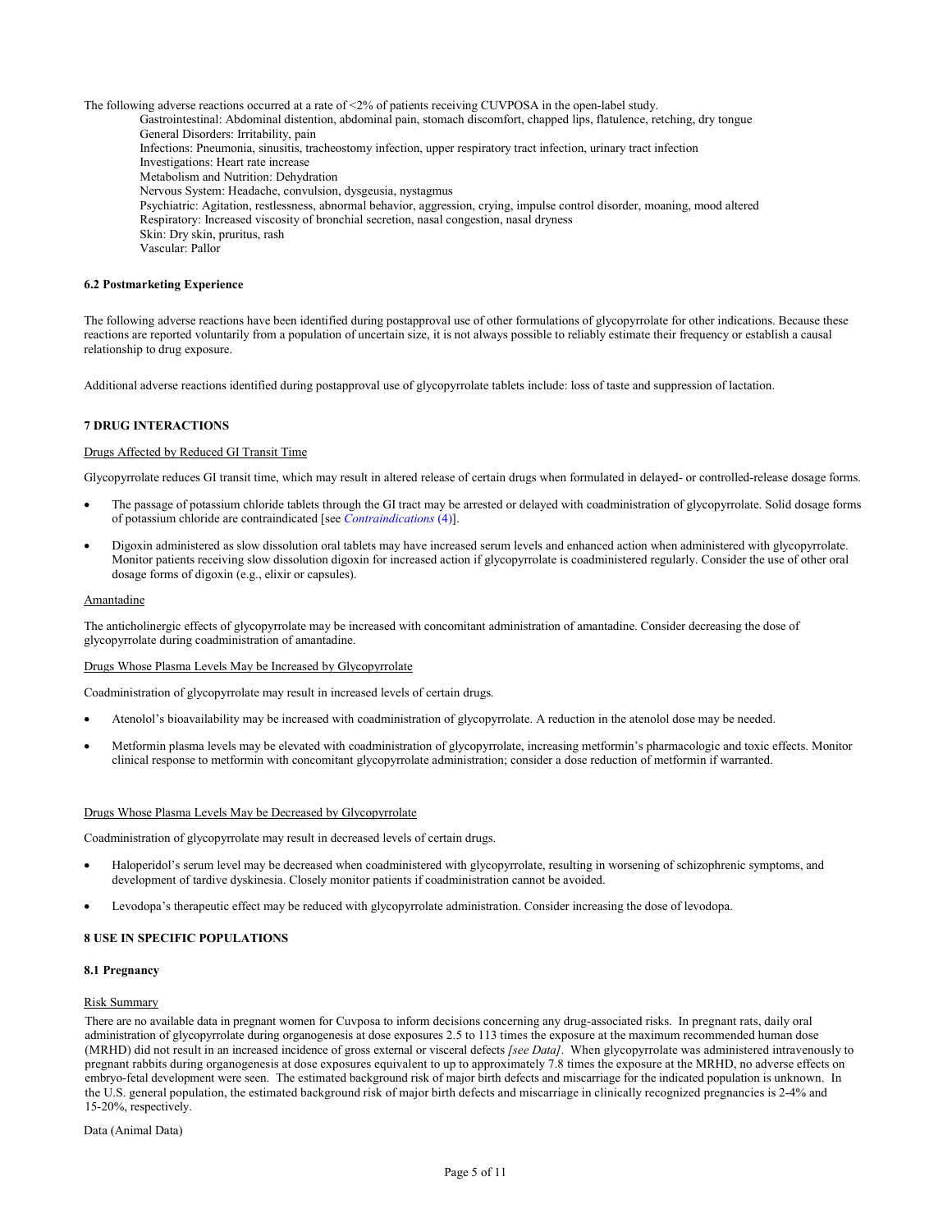The following adverse reactions occurred at a rate of <2% of patients receiving CUVPOSA in the open-label study.

Gastrointestinal: Abdominal distention, abdominal pain, stomach discomfort, chapped lips, flatulence, retching, dry tongue
General Disorders: Irritability, pain
Infections: Pneumonia, sinusitis, tracheostomy infection, upper respiratory tract infection, urinary tract infection
Investigations: Heart rate increase
Metabolism and Nutrition: Dehydration
Nervous System: Headache, convulsion, dysgeusia, nystagmus
Psychiatric: Agitation, restlessness, abnormal behavior, aggression, crying, impulse control disorder, moaning, mood altered
Respiratory: Increased viscosity of bronchial secretion, nasal congestion, nasal dryness
Skin: Dry skin, pruritus, rash
Vascular: Pallor

### 6.2 Postmarketing Experience

The following adverse reactions have been identified during postapproval use of other formulations of glycopyrrolate for other indications. Because these reactions are reported voluntarily from a population of uncertain size, it is not always possible to reliably estimate their frequency or establish a causal relationship to drug exposure.

Additional adverse reactions identified during postapproval use of glycopyrrolate tablets include: loss of taste and suppression of lactation.

## 7 DRUG INTERACTIONS

Drugs Affected by Reduced GI Transit Time

Glycopyrrolate reduces GI transit time, which may result in altered release of certain drugs when formulated in delayed- or controlled-release dosage forms.

- The passage of potassium chloride tablets through the GI tract may be arrested or delayed with coadministration of glycopyrrolate. Solid dosage forms of potassium chloride are contraindicated [see *Contraindications* (4)].
- Digoxin administered as slow dissolution oral tablets may have increased serum levels and enhanced action when administered with glycopyrrolate. Monitor patients receiving slow dissolution digoxin for increased action if glycopyrrolate is coadministered regularly. Consider the use of other oral dosage forms of digoxin (e.g., elixir or capsules).

Amantadine

The anticholinergic effects of glycopyrrolate may be increased with concomitant administration of amantadine. Consider decreasing the dose of glycopyrrolate during coadministration of amantadine.

Drugs Whose Plasma Levels May be Increased by Glycopyrrolate

Coadministration of glycopyrrolate may result in increased levels of certain drugs.

- Atenolol's bioavailability may be increased with coadministration of glycopyrrolate. A reduction in the atenolol dose may be needed.
- Metformin plasma levels may be elevated with coadministration of glycopyrrolate, increasing metformin's pharmacologic and toxic effects. Monitor clinical response to metformin with concomitant glycopyrrolate administration; consider a dose reduction of metformin if warranted.

Drugs Whose Plasma Levels May be Decreased by Glycopyrrolate

Coadministration of glycopyrrolate may result in decreased levels of certain drugs.

- Haloperidol's serum level may be decreased when coadministered with glycopyrrolate, resulting in worsening of schizophrenic symptoms, and development of tardive dyskinesia. Closely monitor patients if coadministration cannot be avoided.
- Levodopa's therapeutic effect may be reduced with glycopyrrolate administration. Consider increasing the dose of levodopa.

## 8 USE IN SPECIFIC POPULATIONS

### 8.1 Pregnancy

Risk Summary

There are no available data in pregnant women for Cuvposa to inform decisions concerning any drug-associated risks. In pregnant rats, daily oral administration of glycopyrrolate during organogenesis at dose exposures 2.5 to 113 times the exposure at the maximum recommended human dose (MRHD) did not result in an increased incidence of gross external or visceral defects *[see Data]*. When glycopyrrolate was administered intravenously to pregnant rabbits during organogenesis at dose exposures equivalent to up to approximately 7.8 times the exposure at the MRHD, no adverse effects on embryo-fetal development were seen. The estimated background risk of major birth defects and miscarriage for the indicated population is unknown. In the U.S. general population, the estimated background risk of major birth defects and miscarriage in clinically recognized pregnancies is 2-4% and 15-20%, respectively.

Data (Animal Data)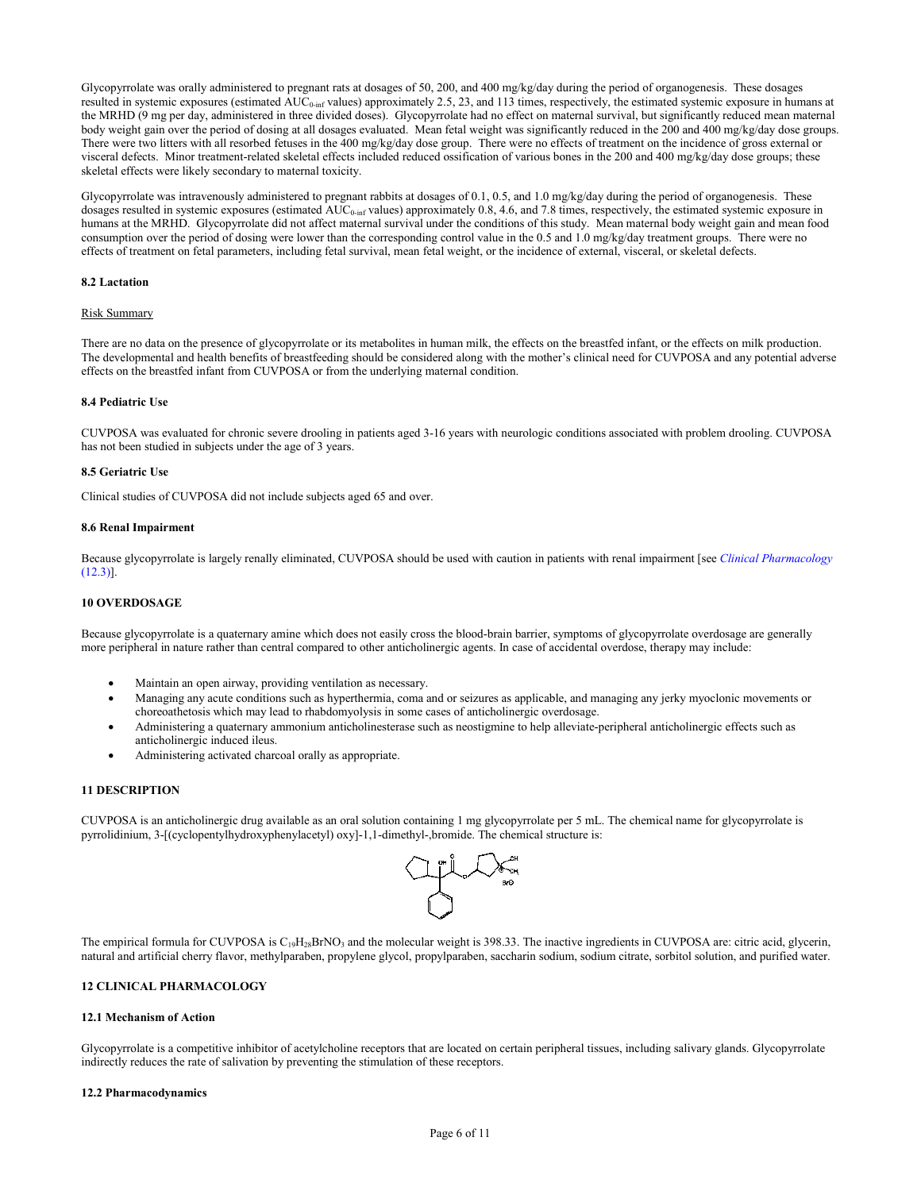Glycopyrrolate was orally administered to pregnant rats at dosages of 50, 200, and 400 mg/kg/day during the period of organogenesis. These dosages resulted in systemic exposures (estimated $AUC_{0\text{-inf}}$ values) approximately 2.5, 23, and 113 times, respectively, the estimated systemic exposure in humans at the MRHD (9 mg per day, administered in three divided doses). Glycopyrrolate had no effect on maternal survival, but significantly reduced mean maternal body weight gain over the period of dosing at all dosages evaluated. Mean fetal weight was significantly reduced in the 200 and 400 mg/kg/day dose groups. There were two litters with all resorbed fetuses in the 400 mg/kg/day dose group. There were no effects of treatment on the incidence of gross external or visceral defects. Minor treatment-related skeletal effects included reduced ossification of various bones in the 200 and 400 mg/kg/day dose groups; these skeletal effects were likely secondary to maternal toxicity.

Glycopyrrolate was intravenously administered to pregnant rabbits at dosages of 0.1, 0.5, and 1.0 mg/kg/day during the period of organogenesis. These dosages resulted in systemic exposures (estimated $AUC_{0\text{-inf}}$ values) approximately 0.8, 4.6, and 7.8 times, respectively, the estimated systemic exposure in humans at the MRHD. Glycopyrrolate did not affect maternal survival under the conditions of this study. Mean maternal body weight gain and mean food consumption over the period of dosing were lower than the corresponding control value in the 0.5 and 1.0 mg/kg/day treatment groups. There were no effects of treatment on fetal parameters, including fetal survival, mean fetal weight, or the incidence of external, visceral, or skeletal defects.

### 8.2 Lactation

Risk Summary

There are no data on the presence of glycopyrrolate or its metabolites in human milk, the effects on the breastfed infant, or the effects on milk production. The developmental and health benefits of breastfeeding should be considered along with the mother's clinical need for CUVPOSA and any potential adverse effects on the breastfed infant from CUVPOSA or from the underlying maternal condition.

### 8.4 Pediatric Use

CUVPOSA was evaluated for chronic severe drooling in patients aged 3-16 years with neurologic conditions associated with problem drooling. CUVPOSA has not been studied in subjects under the age of 3 years.

### 8.5 Geriatric Use

Clinical studies of CUVPOSA did not include subjects aged 65 and over.

### 8.6 Renal Impairment

Because glycopyrrolate is largely renally eliminated, CUVPOSA should be used with caution in patients with renal impairment [see *Clinical Pharmacology* (12.3)].

## 10 OVERDOSAGE

Because glycopyrrolate is a quaternary amine which does not easily cross the blood-brain barrier, symptoms of glycopyrrolate overdosage are generally more peripheral in nature rather than central compared to other anticholinergic agents. In case of accidental overdose, therapy may include:

- Maintain an open airway, providing ventilation as necessary.
- Managing any acute conditions such as hyperthermia, coma and or seizures as applicable, and managing any jerky myoclonic movements or choreoathetosis which may lead to rhabdomyolysis in some cases of anticholinergic overdosage.
- Administering a quaternary ammonium anticholinesterase such as neostigmine to help alleviate-peripheral anticholinergic effects such as anticholinergic induced ileus.
- Administering activated charcoal orally as appropriate.

## 11 DESCRIPTION

CUVPOSA is an anticholinergic drug available as an oral solution containing 1 mg glycopyrrolate per 5 mL. The chemical name for glycopyrrolate is pyrrolidinium, 3-[(cyclopentylhydroxyphenylacetyl) oxy]-1,1-dimethyl-,bromide. The chemical structure is:

The empirical formula for CUVPOSA is $C_{19}H_{28}BrNO_3$ and the molecular weight is 398.33. The inactive ingredients in CUVPOSA are: citric acid, glycerin, natural and artificial cherry flavor, methylparaben, propylene glycol, propylparaben, saccharin sodium, sodium citrate, sorbitol solution, and purified water.

## 12 CLINICAL PHARMACOLOGY

### 12.1 Mechanism of Action

Glycopyrrolate is a competitive inhibitor of acetylcholine receptors that are located on certain peripheral tissues, including salivary glands. Glycopyrrolate indirectly reduces the rate of salivation by preventing the stimulation of these receptors.

### 12.2 Pharmacodynamics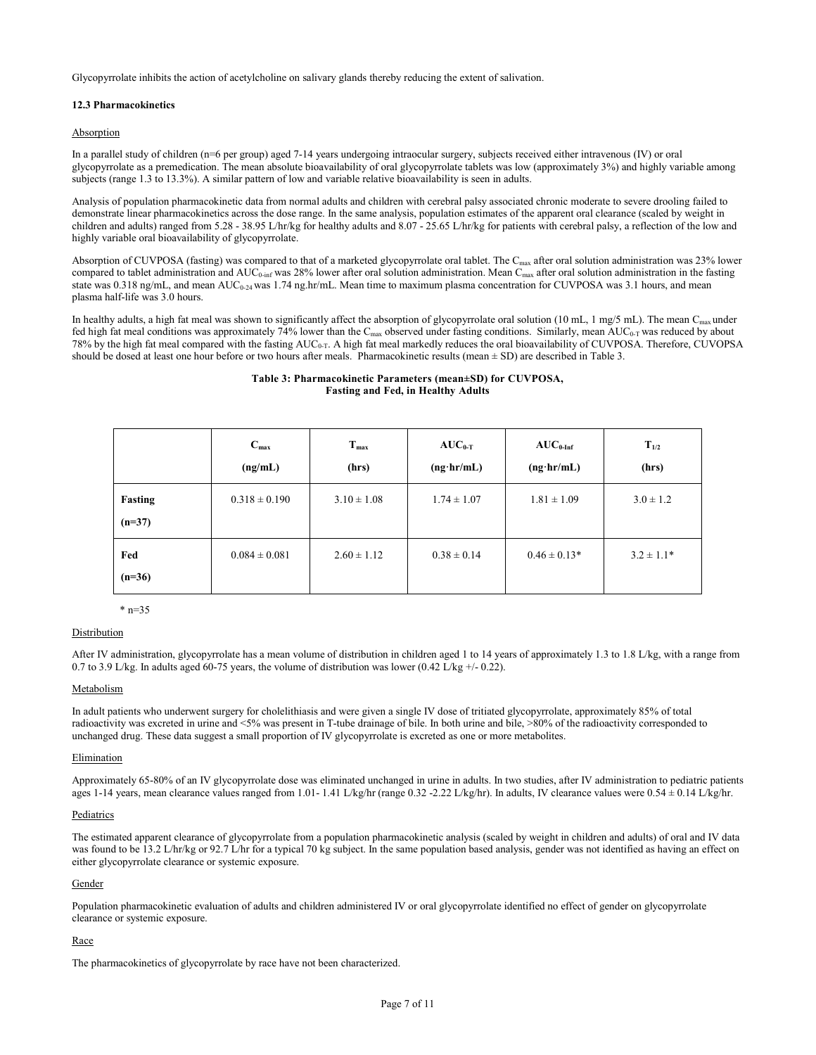Glycopyrrolate inhibits the action of acetylcholine on salivary glands thereby reducing the extent of salivation.

### 12.3 Pharmacokinetics

Absorption

In a parallel study of children (n=6 per group) aged 7-14 years undergoing intraocular surgery, subjects received either intravenous (IV) or oral glycopyrrolate as a premedication. The mean absolute bioavailability of oral glycopyrrolate tablets was low (approximately 3%) and highly variable among subjects (range 1.3 to 13.3%). A similar pattern of low and variable relative bioavailability is seen in adults.

Analysis of population pharmacokinetic data from normal adults and children with cerebral palsy associated chronic moderate to severe drooling failed to demonstrate linear pharmacokinetics across the dose range. In the same analysis, population estimates of the apparent oral clearance (scaled by weight in children and adults) ranged from 5.28 - 38.95 L/hr/kg for healthy adults and 8.07 - 25.65 L/hr/kg for patients with cerebral palsy, a reflection of the low and highly variable oral bioavailability of glycopyrrolate.

Absorption of CUVPOSA (fasting) was compared to that of a marketed glycopyrrolate oral tablet. The $C_{max}$ after oral solution administration was 23% lower compared to tablet administration and $AUC_{0\text{-}inf}$ was 28% lower after oral solution administration. Mean $C_{max}$ after oral solution administration in the fasting state was 0.318 ng/mL, and mean $AUC_{0\text{-}24}$ was 1.74 ng.hr/mL. Mean time to maximum plasma concentration for CUVPOSA was 3.1 hours, and mean plasma half-life was 3.0 hours.

In healthy adults, a high fat meal was shown to significantly affect the absorption of glycopyrrolate oral solution (10 mL, 1 mg/5 mL). The mean $C_{max}$ under fed high fat meal conditions was approximately 74% lower than the $C_{max}$ observed under fasting conditions. Similarly, mean $AUC_{0\text{-}T}$ was reduced by about 78% by the high fat meal compared with the fasting $AUC_{0\text{-}T}$. A high fat meal markedly reduces the oral bioavailability of CUVPOSA. Therefore, CUVOPSA should be dosed at least one hour before or two hours after meals. Pharmacokinetic results (mean ± SD) are described in Table 3.

**Table 3: Pharmacokinetic Parameters (mean±SD) for CUVPOSA, Fasting and Fed, in Healthy Adults**

| | $C_{max}$ (ng/mL) | $T_{max}$ (hrs) | $AUC_{0\text{-}T}$ (ng·hr/mL) | $AUC_{0\text{-}Inf}$ (ng·hr/mL) | $T_{1/2}$ (hrs) |
|---|---|---|---|---|---|
| **Fasting (n=37)** | 0.318 ± 0.190 | 3.10 ± 1.08 | 1.74 ± 1.07 | 1.81 ± 1.09 | 3.0 ± 1.2 |
| **Fed (n=36)** | 0.084 ± 0.081 | 2.60 ± 1.12 | 0.38 ± 0.14 | 0.46 ± 0.13* | 3.2 ± 1.1* |

\* n=35

Distribution

After IV administration, glycopyrrolate has a mean volume of distribution in children aged 1 to 14 years of approximately 1.3 to 1.8 L/kg, with a range from 0.7 to 3.9 L/kg. In adults aged 60-75 years, the volume of distribution was lower (0.42 L/kg +/- 0.22).

Metabolism

In adult patients who underwent surgery for cholelithiasis and were given a single IV dose of tritiated glycopyrrolate, approximately 85% of total radioactivity was excreted in urine and <5% was present in T-tube drainage of bile. In both urine and bile, >80% of the radioactivity corresponded to unchanged drug. These data suggest a small proportion of IV glycopyrrolate is excreted as one or more metabolites.

Elimination

Approximately 65-80% of an IV glycopyrrolate dose was eliminated unchanged in urine in adults. In two studies, after IV administration to pediatric patients ages 1-14 years, mean clearance values ranged from 1.01- 1.41 L/kg/hr (range 0.32 -2.22 L/kg/hr). In adults, IV clearance values were 0.54 ± 0.14 L/kg/hr.

Pediatrics

The estimated apparent clearance of glycopyrrolate from a population pharmacokinetic analysis (scaled by weight in children and adults) of oral and IV data was found to be 13.2 L/hr/kg or 92.7 L/hr for a typical 70 kg subject. In the same population based analysis, gender was not identified as having an effect on either glycopyrrolate clearance or systemic exposure.

Gender

Population pharmacokinetic evaluation of adults and children administered IV or oral glycopyrrolate identified no effect of gender on glycopyrrolate clearance or systemic exposure.

Race

The pharmacokinetics of glycopyrrolate by race have not been characterized.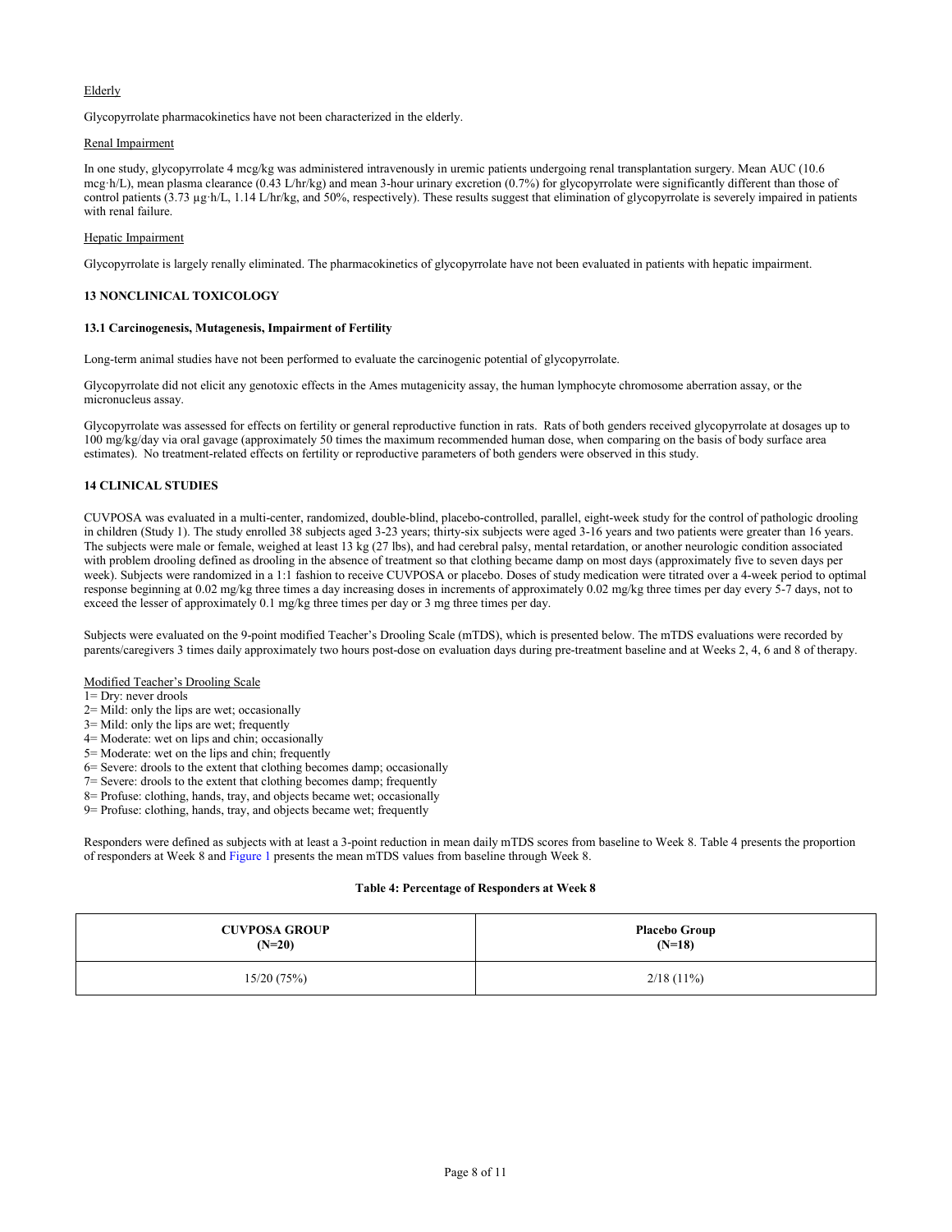Elderly

Glycopyrrolate pharmacokinetics have not been characterized in the elderly.

Renal Impairment

In one study, glycopyrrolate 4 mcg/kg was administered intravenously in uremic patients undergoing renal transplantation surgery. Mean AUC (10.6 mcg·h/L), mean plasma clearance (0.43 L/hr/kg) and mean 3-hour urinary excretion (0.7%) for glycopyrrolate were significantly different than those of control patients (3.73 µg·h/L, 1.14 L/hr/kg, and 50%, respectively). These results suggest that elimination of glycopyrrolate is severely impaired in patients with renal failure.

Hepatic Impairment

Glycopyrrolate is largely renally eliminated. The pharmacokinetics of glycopyrrolate have not been evaluated in patients with hepatic impairment.

## 13 NONCLINICAL TOXICOLOGY

### 13.1 Carcinogenesis, Mutagenesis, Impairment of Fertility

Long-term animal studies have not been performed to evaluate the carcinogenic potential of glycopyrrolate.

Glycopyrrolate did not elicit any genotoxic effects in the Ames mutagenicity assay, the human lymphocyte chromosome aberration assay, or the micronucleus assay.

Glycopyrrolate was assessed for effects on fertility or general reproductive function in rats. Rats of both genders received glycopyrrolate at dosages up to 100 mg/kg/day via oral gavage (approximately 50 times the maximum recommended human dose, when comparing on the basis of body surface area estimates). No treatment-related effects on fertility or reproductive parameters of both genders were observed in this study.

## 14 CLINICAL STUDIES

CUVPOSA was evaluated in a multi-center, randomized, double-blind, placebo-controlled, parallel, eight-week study for the control of pathologic drooling in children (Study 1). The study enrolled 38 subjects aged 3-23 years; thirty-six subjects were aged 3-16 years and two patients were greater than 16 years. The subjects were male or female, weighed at least 13 kg (27 lbs), and had cerebral palsy, mental retardation, or another neurologic condition associated with problem drooling defined as drooling in the absence of treatment so that clothing became damp on most days (approximately five to seven days per week). Subjects were randomized in a 1:1 fashion to receive CUVPOSA or placebo. Doses of study medication were titrated over a 4-week period to optimal response beginning at 0.02 mg/kg three times a day increasing doses in increments of approximately 0.02 mg/kg three times per day every 5-7 days, not to exceed the lesser of approximately 0.1 mg/kg three times per day or 3 mg three times per day.

Subjects were evaluated on the 9-point modified Teacher's Drooling Scale (mTDS), which is presented below. The mTDS evaluations were recorded by parents/caregivers 3 times daily approximately two hours post-dose on evaluation days during pre-treatment baseline and at Weeks 2, 4, 6 and 8 of therapy.

Modified Teacher's Drooling Scale

1= Dry: never drools  
2= Mild: only the lips are wet; occasionally  
3= Mild: only the lips are wet; frequently  
4= Moderate: wet on lips and chin; occasionally  
5= Moderate: wet on the lips and chin; frequently  
6= Severe: drools to the extent that clothing becomes damp; occasionally  
7= Severe: drools to the extent that clothing becomes damp; frequently  
8= Profuse: clothing, hands, tray, and objects became wet; occasionally  
9= Profuse: clothing, hands, tray, and objects became wet; frequently

Responders were defined as subjects with at least a 3-point reduction in mean daily mTDS scores from baseline to Week 8. Table 4 presents the proportion of responders at Week 8 and Figure 1 presents the mean mTDS values from baseline through Week 8.

**Table 4: Percentage of Responders at Week 8**

| CUVPOSA GROUP (N=20) | Placebo Group (N=18) |
|---|---|
| 15/20 (75%) | 2/18 (11%) |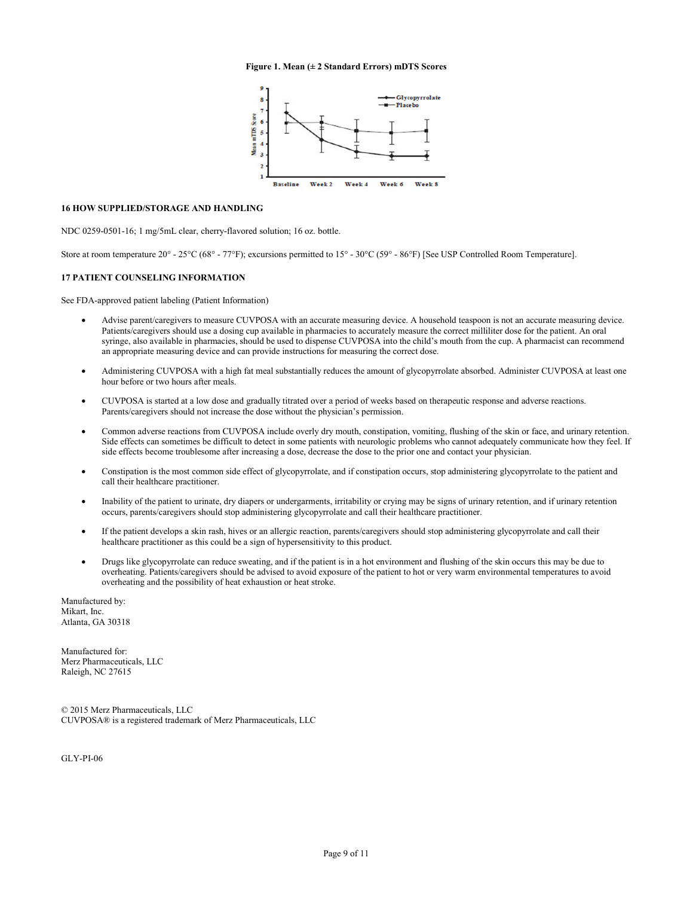**Figure 1. Mean (± 2 Standard Errors) mDTS Scores**

## 16 HOW SUPPLIED/STORAGE AND HANDLING

NDC 0259-0501-16; 1 mg/5mL clear, cherry-flavored solution; 16 oz. bottle.

Store at room temperature 20° - 25°C (68° - 77°F); excursions permitted to 15° - 30°C (59° - 86°F) [See USP Controlled Room Temperature].

## 17 PATIENT COUNSELING INFORMATION

See FDA-approved patient labeling (Patient Information)

- Advise parent/caregivers to measure CUVPOSA with an accurate measuring device. A household teaspoon is not an accurate measuring device. Patients/caregivers should use a dosing cup available in pharmacies to accurately measure the correct milliliter dose for the patient. An oral syringe, also available in pharmacies, should be used to dispense CUVPOSA into the child's mouth from the cup. A pharmacist can recommend an appropriate measuring device and can provide instructions for measuring the correct dose.
- Administering CUVPOSA with a high fat meal substantially reduces the amount of glycopyrrolate absorbed. Administer CUVPOSA at least one hour before or two hours after meals.
- CUVPOSA is started at a low dose and gradually titrated over a period of weeks based on therapeutic response and adverse reactions. Parents/caregivers should not increase the dose without the physician's permission.
- Common adverse reactions from CUVPOSA include overly dry mouth, constipation, vomiting, flushing of the skin or face, and urinary retention. Side effects can sometimes be difficult to detect in some patients with neurologic problems who cannot adequately communicate how they feel. If side effects become troublesome after increasing a dose, decrease the dose to the prior one and contact your physician.
- Constipation is the most common side effect of glycopyrrolate, and if constipation occurs, stop administering glycopyrrolate to the patient and call their healthcare practitioner.
- Inability of the patient to urinate, dry diapers or undergarments, irritability or crying may be signs of urinary retention, and if urinary retention occurs, parents/caregivers should stop administering glycopyrrolate and call their healthcare practitioner.
- If the patient develops a skin rash, hives or an allergic reaction, parents/caregivers should stop administering glycopyrrolate and call their healthcare practitioner as this could be a sign of hypersensitivity to this product.
- Drugs like glycopyrrolate can reduce sweating, and if the patient is in a hot environment and flushing of the skin occurs this may be due to overheating. Patients/caregivers should be advised to avoid exposure of the patient to hot or very warm environmental temperatures to avoid overheating and the possibility of heat exhaustion or heat stroke.

Manufactured by:
Mikart, Inc.
Atlanta, GA 30318

Manufactured for:
Merz Pharmaceuticals, LLC
Raleigh, NC 27615

© 2015 Merz Pharmaceuticals, LLC
CUVPOSA® is a registered trademark of Merz Pharmaceuticals, LLC

GLY-PI-06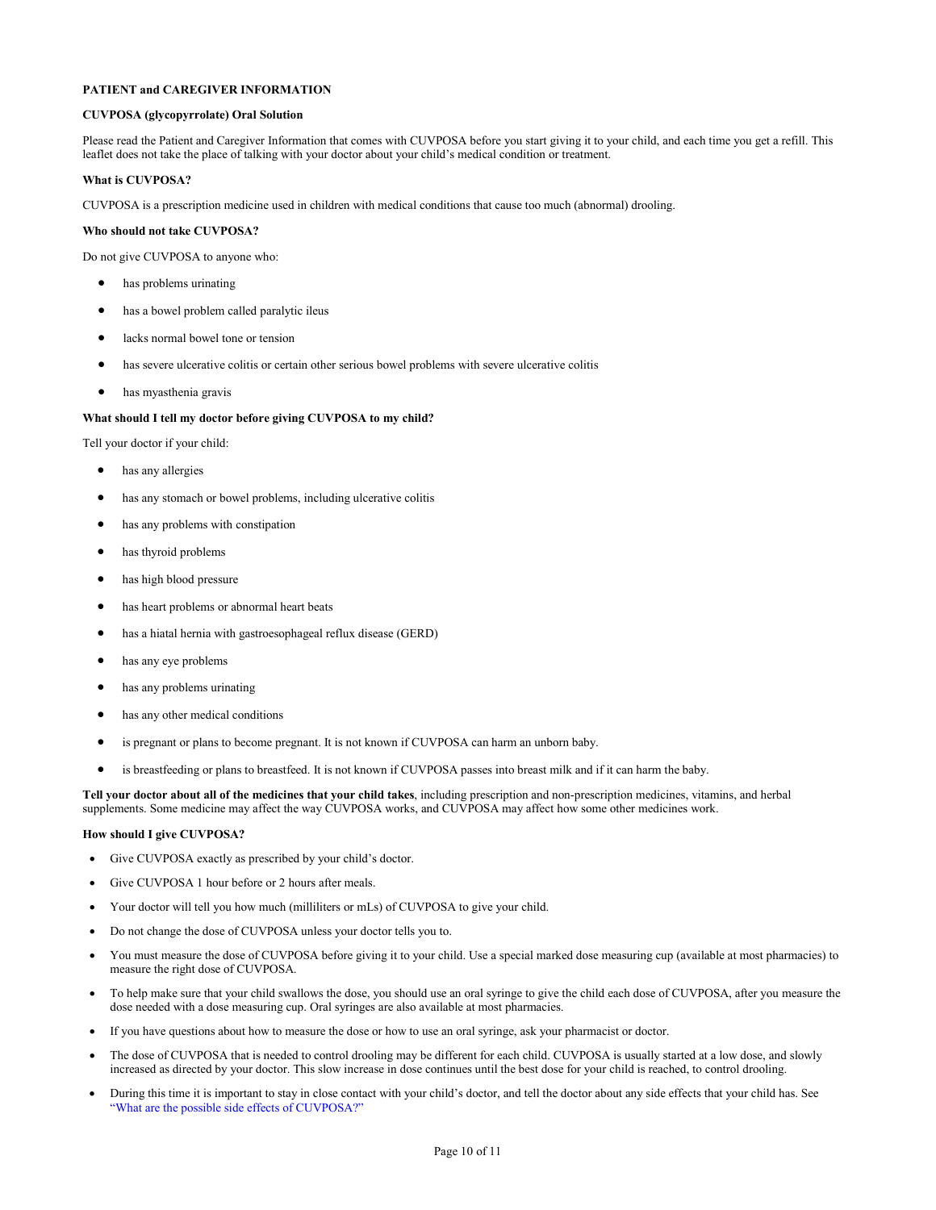**PATIENT and CAREGIVER INFORMATION**

**CUVPOSA (glycopyrrolate) Oral Solution**

Please read the Patient and Caregiver Information that comes with CUVPOSA before you start giving it to your child, and each time you get a refill. This leaflet does not take the place of talking with your doctor about your child's medical condition or treatment.

**What is CUVPOSA?**

CUVPOSA is a prescription medicine used in children with medical conditions that cause too much (abnormal) drooling.

**Who should not take CUVPOSA?**

Do not give CUVPOSA to anyone who:

- has problems urinating
- has a bowel problem called paralytic ileus
- lacks normal bowel tone or tension
- has severe ulcerative colitis or certain other serious bowel problems with severe ulcerative colitis
- has myasthenia gravis

**What should I tell my doctor before giving CUVPOSA to my child?**

Tell your doctor if your child:

- has any allergies
- has any stomach or bowel problems, including ulcerative colitis
- has any problems with constipation
- has thyroid problems
- has high blood pressure
- has heart problems or abnormal heart beats
- has a hiatal hernia with gastroesophageal reflux disease (GERD)
- has any eye problems
- has any problems urinating
- has any other medical conditions
- is pregnant or plans to become pregnant. It is not known if CUVPOSA can harm an unborn baby.
- is breastfeeding or plans to breastfeed. It is not known if CUVPOSA passes into breast milk and if it can harm the baby.

**Tell your doctor about all of the medicines that your child takes**, including prescription and non-prescription medicines, vitamins, and herbal supplements. Some medicine may affect the way CUVPOSA works, and CUVPOSA may affect how some other medicines work.

**How should I give CUVPOSA?**

- Give CUVPOSA exactly as prescribed by your child's doctor.
- Give CUVPOSA 1 hour before or 2 hours after meals.
- Your doctor will tell you how much (milliliters or mLs) of CUVPOSA to give your child.
- Do not change the dose of CUVPOSA unless your doctor tells you to.
- You must measure the dose of CUVPOSA before giving it to your child. Use a special marked dose measuring cup (available at most pharmacies) to measure the right dose of CUVPOSA.
- To help make sure that your child swallows the dose, you should use an oral syringe to give the child each dose of CUVPOSA, after you measure the dose needed with a dose measuring cup. Oral syringes are also available at most pharmacies.
- If you have questions about how to measure the dose or how to use an oral syringe, ask your pharmacist or doctor.
- The dose of CUVPOSA that is needed to control drooling may be different for each child. CUVPOSA is usually started at a low dose, and slowly increased as directed by your doctor. This slow increase in dose continues until the best dose for your child is reached, to control drooling.
- During this time it is important to stay in close contact with your child's doctor, and tell the doctor about any side effects that your child has. See "What are the possible side effects of CUVPOSA?"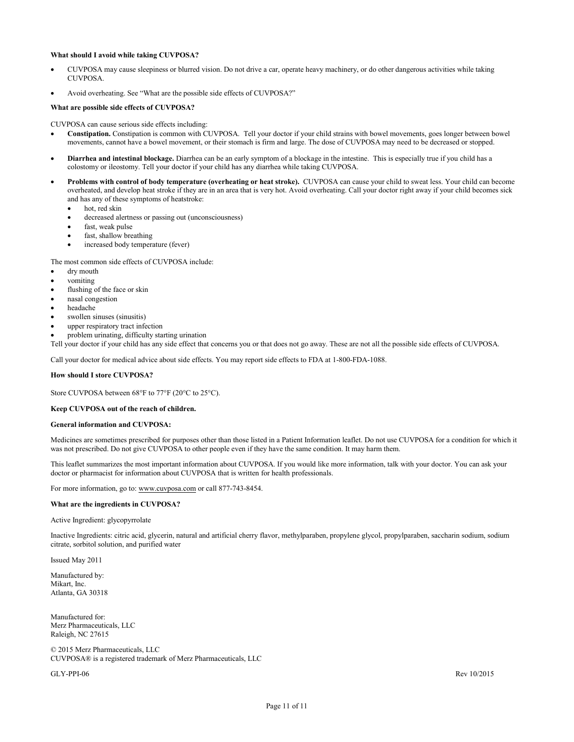**What should I avoid while taking CUVPOSA?**

- CUVPOSA may cause sleepiness or blurred vision. Do not drive a car, operate heavy machinery, or do other dangerous activities while taking CUVPOSA.
- Avoid overheating. See "What are the possible side effects of CUVPOSA?"

**What are possible side effects of CUVPOSA?**

CUVPOSA can cause serious side effects including:

- **Constipation.** Constipation is common with CUVPOSA. Tell your doctor if your child strains with bowel movements, goes longer between bowel movements, cannot have a bowel movement, or their stomach is firm and large. The dose of CUVPOSA may need to be decreased or stopped.
- **Diarrhea and intestinal blockage.** Diarrhea can be an early symptom of a blockage in the intestine. This is especially true if you child has a colostomy or ileostomy. Tell your doctor if your child has any diarrhea while taking CUVPOSA.
- **Problems with control of body temperature (overheating or heat stroke).** CUVPOSA can cause your child to sweat less. Your child can become overheated, and develop heat stroke if they are in an area that is very hot. Avoid overheating. Call your doctor right away if your child becomes sick and has any of these symptoms of heatstroke:
  - hot, red skin
  - decreased alertness or passing out (unconsciousness)
  - fast, weak pulse
  - fast, shallow breathing
  - increased body temperature (fever)

The most common side effects of CUVPOSA include:

- dry mouth
- vomiting
- flushing of the face or skin
- nasal congestion
- headache
- swollen sinuses (sinusitis)
- upper respiratory tract infection
- problem urinating, difficulty starting urination

Tell your doctor if your child has any side effect that concerns you or that does not go away. These are not all the possible side effects of CUVPOSA.

Call your doctor for medical advice about side effects. You may report side effects to FDA at 1-800-FDA-1088.

**How should I store CUVPOSA?**

Store CUVPOSA between 68°F to 77°F (20°C to 25°C).

**Keep CUVPOSA out of the reach of children.**

**General information and CUVPOSA:**

Medicines are sometimes prescribed for purposes other than those listed in a Patient Information leaflet. Do not use CUVPOSA for a condition for which it was not prescribed. Do not give CUVPOSA to other people even if they have the same condition. It may harm them.

This leaflet summarizes the most important information about CUVPOSA. If you would like more information, talk with your doctor. You can ask your doctor or pharmacist for information about CUVPOSA that is written for health professionals.

For more information, go to: www.cuvposa.com or call 877-743-8454.

**What are the ingredients in CUVPOSA?**

Active Ingredient: glycopyrrolate

Inactive Ingredients: citric acid, glycerin, natural and artificial cherry flavor, methylparaben, propylene glycol, propylparaben, saccharin sodium, sodium citrate, sorbitol solution, and purified water

Issued May 2011

Manufactured by:
Mikart, Inc.
Atlanta, GA 30318

Manufactured for:
Merz Pharmaceuticals, LLC
Raleigh, NC 27615

© 2015 Merz Pharmaceuticals, LLC
CUVPOSA® is a registered trademark of Merz Pharmaceuticals, LLC

GLY-PPI-06 Rev 10/2015